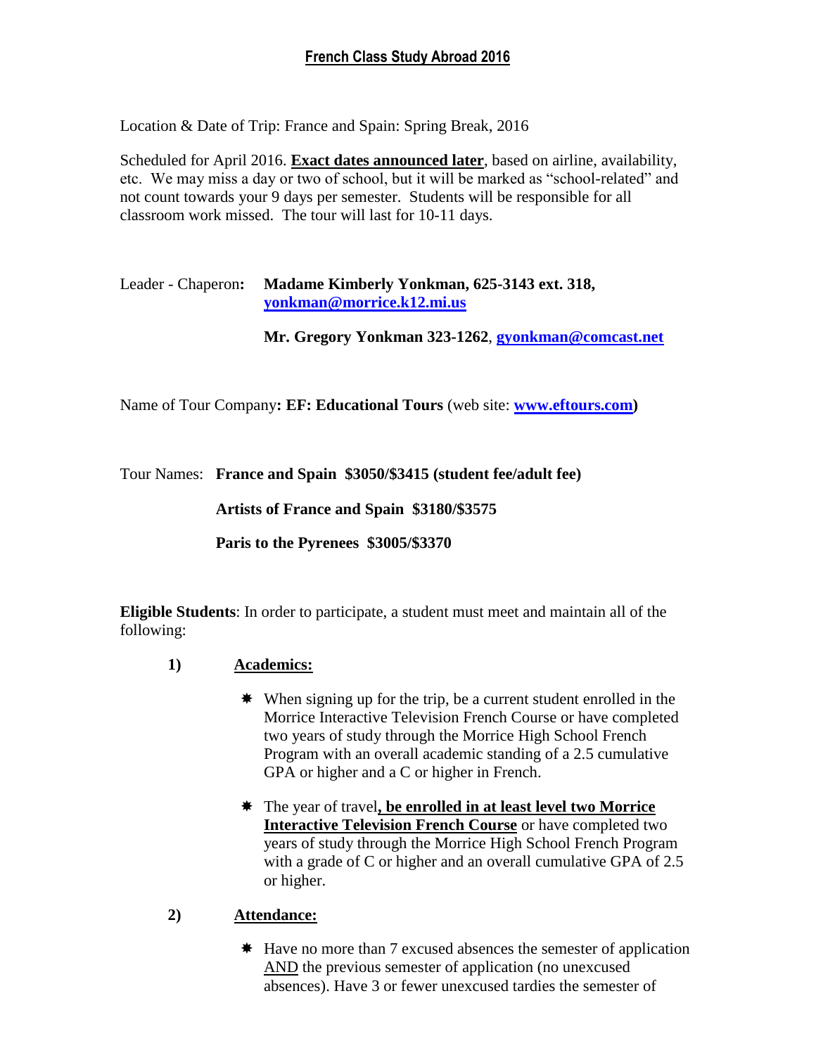# French Class Study Abroad 2016

Location & Date of Trip: France and Spain: Spring Break, 2016

Scheduled for April 2016. **Exact dates announced later**, based on airline, availability, etc. We may miss a day or two of school, but it will be marked as "school-related" and not count towards your 9 days per semester. Students will be responsible for all classroom work missed. The tour will last for 10-11 days.

Leader - Chaperon**:** **Madame Kimberly Yonkman, 625-3143 ext. 318, [yonkman@morrice.k12.mi.us](mailto:yonkman@morrice.k12.mi.us)**

**Mr. Gregory Yonkman 323-1262**, **[gyonkman@comcast.net](mailto:gyonkman@comcast.net)**

Name of Tour Company**: EF: Educational Tours** (web site: **[www.eftours.com](http://www.eftours.com))**

Tour Names: **France and Spain $3050/$3415 (student fee/adult fee)**

**Artists of France and Spain $3180/$3575**

**Paris to the Pyrenees $3005/$3370**

**Eligible Students**: In order to participate, a student must meet and maintain all of the following:

1) **Academics:**

- When signing up for the trip, be a current student enrolled in the Morrice Interactive Television French Course or have completed two years of study through the Morrice High School French Program with an overall academic standing of a 2.5 cumulative GPA or higher and a C or higher in French.
- The year of travel**, be enrolled in at least level two Morrice Interactive Television French Course** or have completed two years of study through the Morrice High School French Program with a grade of C or higher and an overall cumulative GPA of 2.5 or higher.

2) **Attendance:**

- Have no more than 7 excused absences the semester of application AND the previous semester of application (no unexcused absences). Have 3 or fewer unexcused tardies the semester of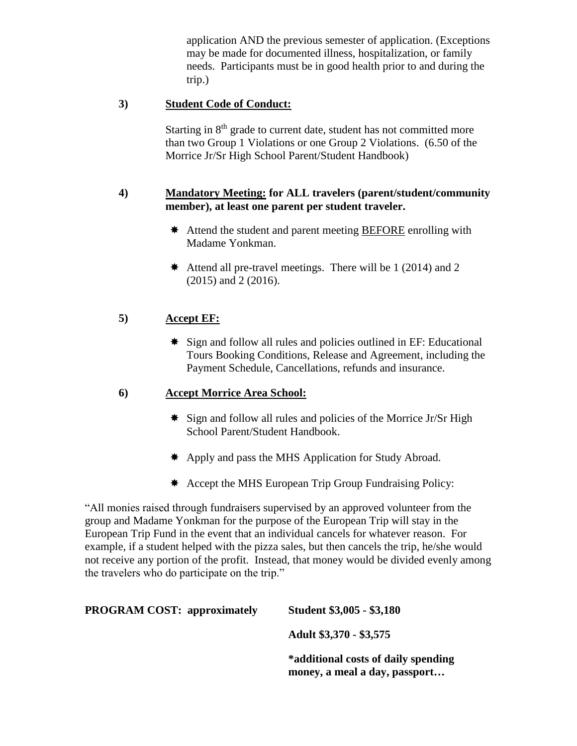application AND the previous semester of application. (Exceptions may be made for documented illness, hospitalization, or family needs. Participants must be in good health prior to and during the trip.)

**3)** **<u>Student Code of Conduct:</u>**

Starting in 8th grade to current date, student has not committed more than two Group 1 Violations or one Group 2 Violations. (6.50 of the Morrice Jr/Sr High School Parent/Student Handbook)

**4)** **<u>Mandatory Meeting:</u> for ALL travelers (parent/student/community member), at least one parent per student traveler.**

- Attend the student and parent meeting <u>BEFORE</u> enrolling with Madame Yonkman.
- Attend all pre-travel meetings. There will be 1 (2014) and 2 (2015) and 2 (2016).

**5)** **<u>Accept EF:</u>**

- Sign and follow all rules and policies outlined in EF: Educational Tours Booking Conditions, Release and Agreement, including the Payment Schedule, Cancellations, refunds and insurance.

**6)** **<u>Accept Morrice Area School:</u>**

- Sign and follow all rules and policies of the Morrice Jr/Sr High School Parent/Student Handbook.
- Apply and pass the MHS Application for Study Abroad.
- Accept the MHS European Trip Group Fundraising Policy:

"All monies raised through fundraisers supervised by an approved volunteer from the group and Madame Yonkman for the purpose of the European Trip will stay in the European Trip Fund in the event that an individual cancels for whatever reason. For example, if a student helped with the pizza sales, but then cancels the trip, he/she would not receive any portion of the profit. Instead, that money would be divided evenly among the travelers who do participate on the trip."

**PROGRAM COST: approximately** **Student $3,005 - $3,180**

**Adult $3,370 - $3,575**

**\*additional costs of daily spending money, a meal a day, passport…**